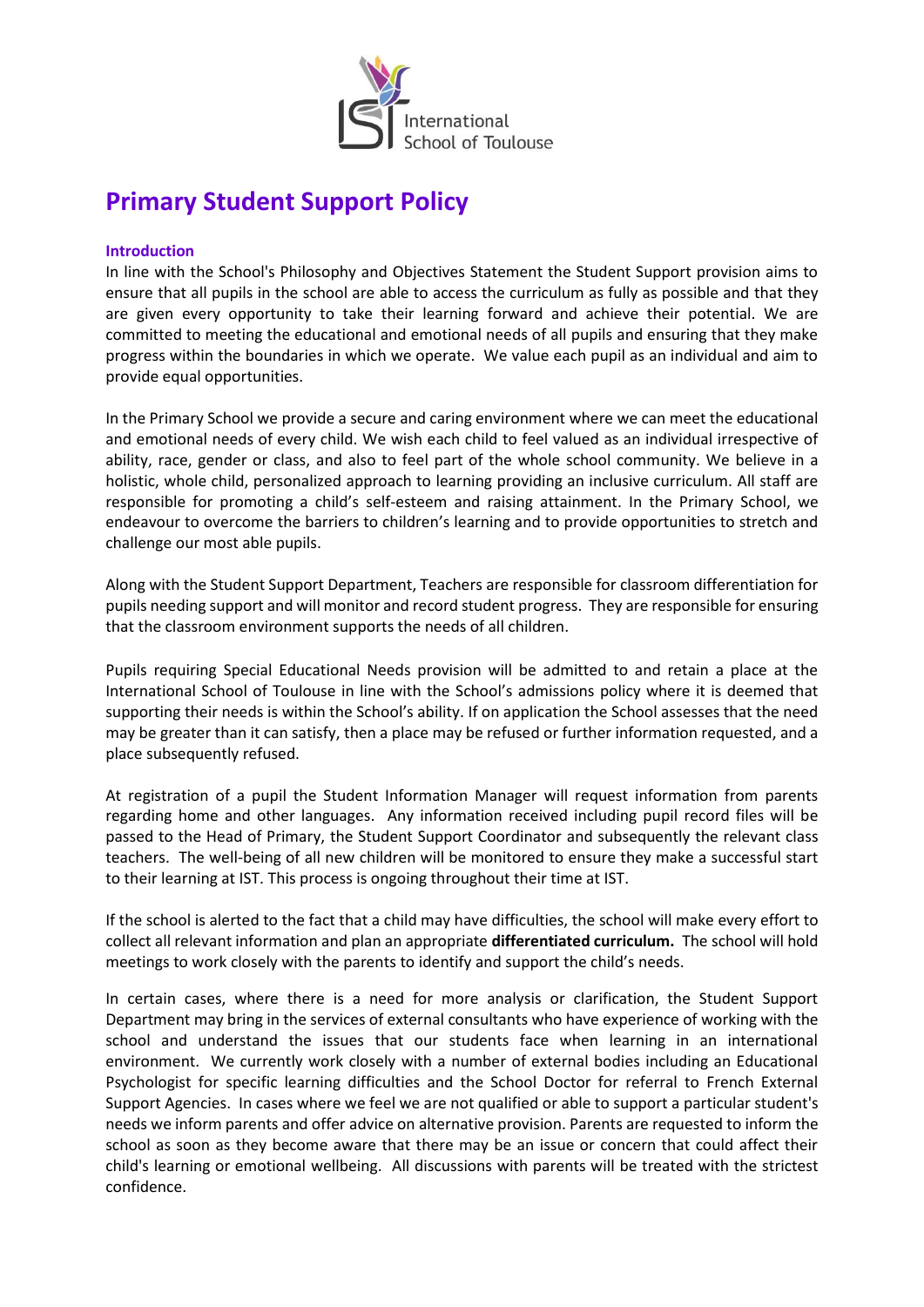International School of Toulouse

# Primary Student Support Policy

## Introduction

In line with the School's Philosophy and Objectives Statement the Student Support provision aims to ensure that all pupils in the school are able to access the curriculum as fully as possible and that they are given every opportunity to take their learning forward and achieve their potential. We are committed to meeting the educational and emotional needs of all pupils and ensuring that they make progress within the boundaries in which we operate. We value each pupil as an individual and aim to provide equal opportunities.

In the Primary School we provide a secure and caring environment where we can meet the educational and emotional needs of every child. We wish each child to feel valued as an individual irrespective of ability, race, gender or class, and also to feel part of the whole school community. We believe in a holistic, whole child, personalized approach to learning providing an inclusive curriculum. All staff are responsible for promoting a child's self-esteem and raising attainment. In the Primary School, we endeavour to overcome the barriers to children's learning and to provide opportunities to stretch and challenge our most able pupils.

Along with the Student Support Department, Teachers are responsible for classroom differentiation for pupils needing support and will monitor and record student progress. They are responsible for ensuring that the classroom environment supports the needs of all children.

Pupils requiring Special Educational Needs provision will be admitted to and retain a place at the International School of Toulouse in line with the School's admissions policy where it is deemed that supporting their needs is within the School's ability. If on application the School assesses that the need may be greater than it can satisfy, then a place may be refused or further information requested, and a place subsequently refused.

At registration of a pupil the Student Information Manager will request information from parents regarding home and other languages. Any information received including pupil record files will be passed to the Head of Primary, the Student Support Coordinator and subsequently the relevant class teachers. The well-being of all new children will be monitored to ensure they make a successful start to their learning at IST. This process is ongoing throughout their time at IST.

If the school is alerted to the fact that a child may have difficulties, the school will make every effort to collect all relevant information and plan an appropriate **differentiated curriculum.** The school will hold meetings to work closely with the parents to identify and support the child's needs.

In certain cases, where there is a need for more analysis or clarification, the Student Support Department may bring in the services of external consultants who have experience of working with the school and understand the issues that our students face when learning in an international environment. We currently work closely with a number of external bodies including an Educational Psychologist for specific learning difficulties and the School Doctor for referral to French External Support Agencies. In cases where we feel we are not qualified or able to support a particular student's needs we inform parents and offer advice on alternative provision. Parents are requested to inform the school as soon as they become aware that there may be an issue or concern that could affect their child's learning or emotional wellbeing. All discussions with parents will be treated with the strictest confidence.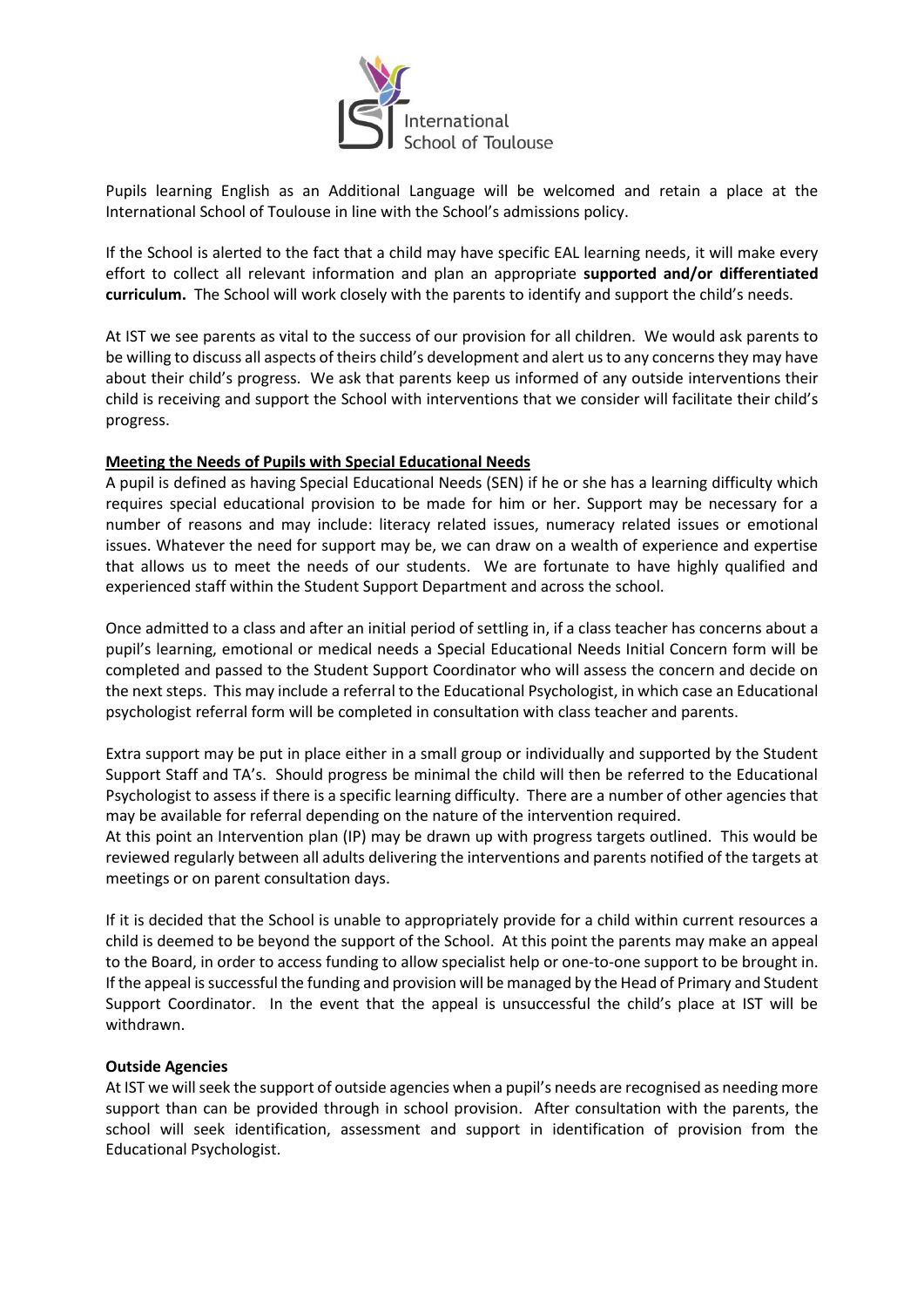Pupils learning English as an Additional Language will be welcomed and retain a place at the International School of Toulouse in line with the School's admissions policy.

If the School is alerted to the fact that a child may have specific EAL learning needs, it will make every effort to collect all relevant information and plan an appropriate **supported and/or differentiated curriculum.** The School will work closely with the parents to identify and support the child's needs.

At IST we see parents as vital to the success of our provision for all children. We would ask parents to be willing to discuss all aspects of theirs child's development and alert us to any concerns they may have about their child's progress. We ask that parents keep us informed of any outside interventions their child is receiving and support the School with interventions that we consider will facilitate their child's progress.

**Meeting the Needs of Pupils with Special Educational Needs**

A pupil is defined as having Special Educational Needs (SEN) if he or she has a learning difficulty which requires special educational provision to be made for him or her. Support may be necessary for a number of reasons and may include: literacy related issues, numeracy related issues or emotional issues. Whatever the need for support may be, we can draw on a wealth of experience and expertise that allows us to meet the needs of our students. We are fortunate to have highly qualified and experienced staff within the Student Support Department and across the school.

Once admitted to a class and after an initial period of settling in, if a class teacher has concerns about a pupil's learning, emotional or medical needs a Special Educational Needs Initial Concern form will be completed and passed to the Student Support Coordinator who will assess the concern and decide on the next steps. This may include a referral to the Educational Psychologist, in which case an Educational psychologist referral form will be completed in consultation with class teacher and parents.

Extra support may be put in place either in a small group or individually and supported by the Student Support Staff and TA's. Should progress be minimal the child will then be referred to the Educational Psychologist to assess if there is a specific learning difficulty. There are a number of other agencies that may be available for referral depending on the nature of the intervention required.

At this point an Intervention plan (IP) may be drawn up with progress targets outlined. This would be reviewed regularly between all adults delivering the interventions and parents notified of the targets at meetings or on parent consultation days.

If it is decided that the School is unable to appropriately provide for a child within current resources a child is deemed to be beyond the support of the School. At this point the parents may make an appeal to the Board, in order to access funding to allow specialist help or one-to-one support to be brought in. If the appeal is successful the funding and provision will be managed by the Head of Primary and Student Support Coordinator. In the event that the appeal is unsuccessful the child's place at IST will be withdrawn.

**Outside Agencies**

At IST we will seek the support of outside agencies when a pupil's needs are recognised as needing more support than can be provided through in school provision. After consultation with the parents, the school will seek identification, assessment and support in identification of provision from the Educational Psychologist.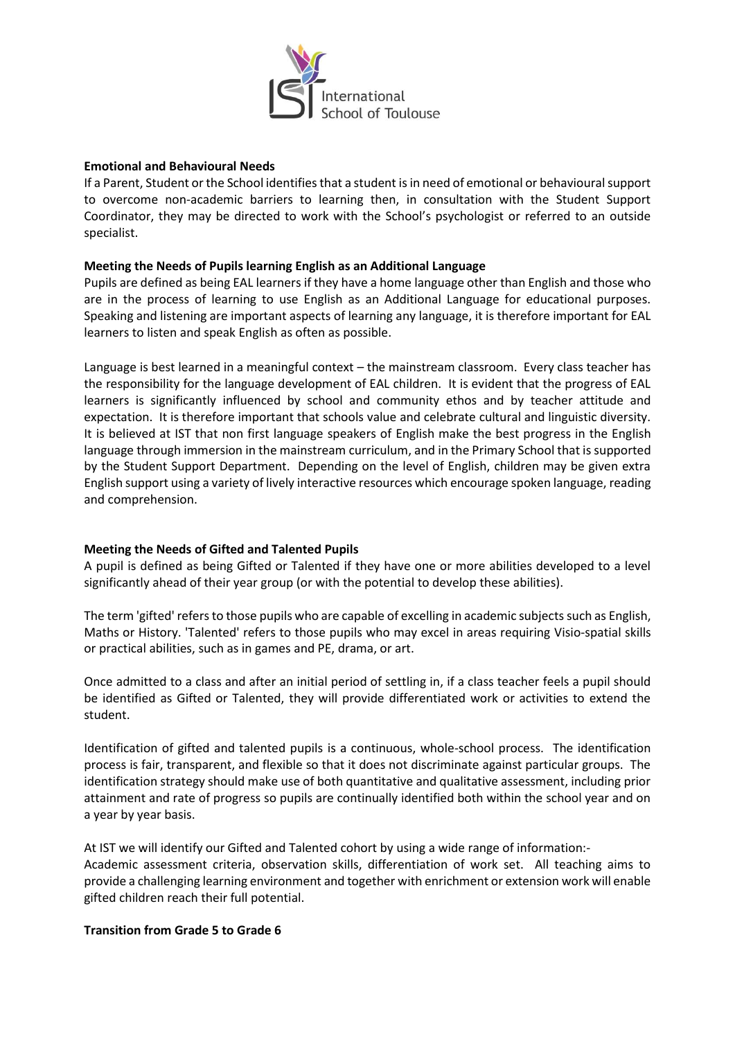**Emotional and Behavioural Needs**

If a Parent, Student or the School identifies that a student is in need of emotional or behavioural support to overcome non-academic barriers to learning then, in consultation with the Student Support Coordinator, they may be directed to work with the School's psychologist or referred to an outside specialist.

**Meeting the Needs of Pupils learning English as an Additional Language**

Pupils are defined as being EAL learners if they have a home language other than English and those who are in the process of learning to use English as an Additional Language for educational purposes. Speaking and listening are important aspects of learning any language, it is therefore important for EAL learners to listen and speak English as often as possible.

Language is best learned in a meaningful context – the mainstream classroom. Every class teacher has the responsibility for the language development of EAL children. It is evident that the progress of EAL learners is significantly influenced by school and community ethos and by teacher attitude and expectation. It is therefore important that schools value and celebrate cultural and linguistic diversity. It is believed at IST that non first language speakers of English make the best progress in the English language through immersion in the mainstream curriculum, and in the Primary School that is supported by the Student Support Department. Depending on the level of English, children may be given extra English support using a variety of lively interactive resources which encourage spoken language, reading and comprehension.

**Meeting the Needs of Gifted and Talented Pupils**

A pupil is defined as being Gifted or Talented if they have one or more abilities developed to a level significantly ahead of their year group (or with the potential to develop these abilities).

The term 'gifted' refers to those pupils who are capable of excelling in academic subjects such as English, Maths or History. 'Talented' refers to those pupils who may excel in areas requiring Visio-spatial skills or practical abilities, such as in games and PE, drama, or art.

Once admitted to a class and after an initial period of settling in, if a class teacher feels a pupil should be identified as Gifted or Talented, they will provide differentiated work or activities to extend the student.

Identification of gifted and talented pupils is a continuous, whole-school process. The identification process is fair, transparent, and flexible so that it does not discriminate against particular groups. The identification strategy should make use of both quantitative and qualitative assessment, including prior attainment and rate of progress so pupils are continually identified both within the school year and on a year by year basis.

At IST we will identify our Gifted and Talented cohort by using a wide range of information:-
Academic assessment criteria, observation skills, differentiation of work set. All teaching aims to provide a challenging learning environment and together with enrichment or extension work will enable gifted children reach their full potential.

**Transition from Grade 5 to Grade 6**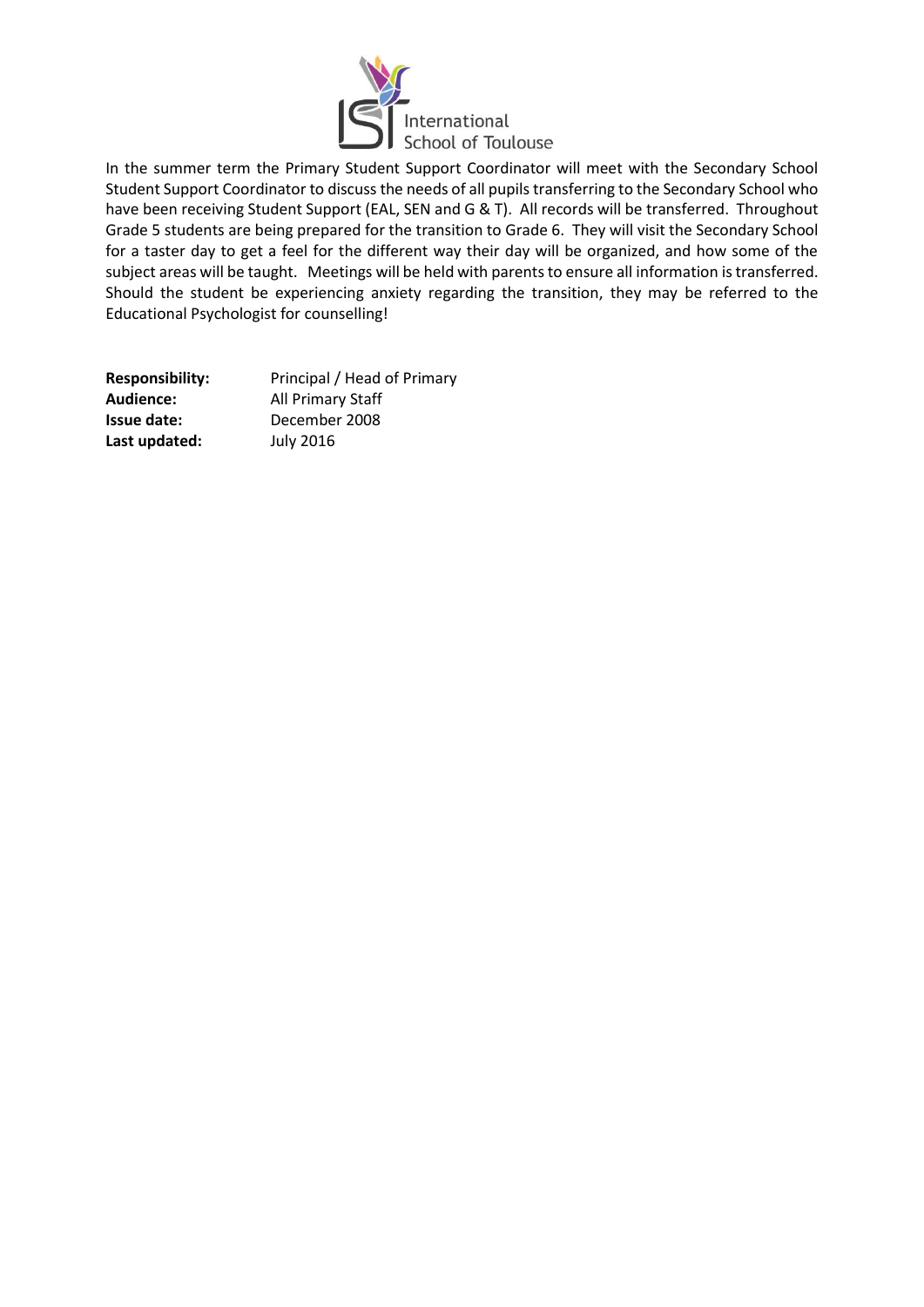In the summer term the Primary Student Support Coordinator will meet with the Secondary School Student Support Coordinator to discuss the needs of all pupils transferring to the Secondary School who have been receiving Student Support (EAL, SEN and G & T). All records will be transferred. Throughout Grade 5 students are being prepared for the transition to Grade 6. They will visit the Secondary School for a taster day to get a feel for the different way their day will be organized, and how some of the subject areas will be taught. Meetings will be held with parents to ensure all information is transferred. Should the student be experiencing anxiety regarding the transition, they may be referred to the Educational Psychologist for counselling!

**Responsibility:** Principal / Head of Primary
**Audience:** All Primary Staff
**Issue date:** December 2008
**Last updated:** July 2016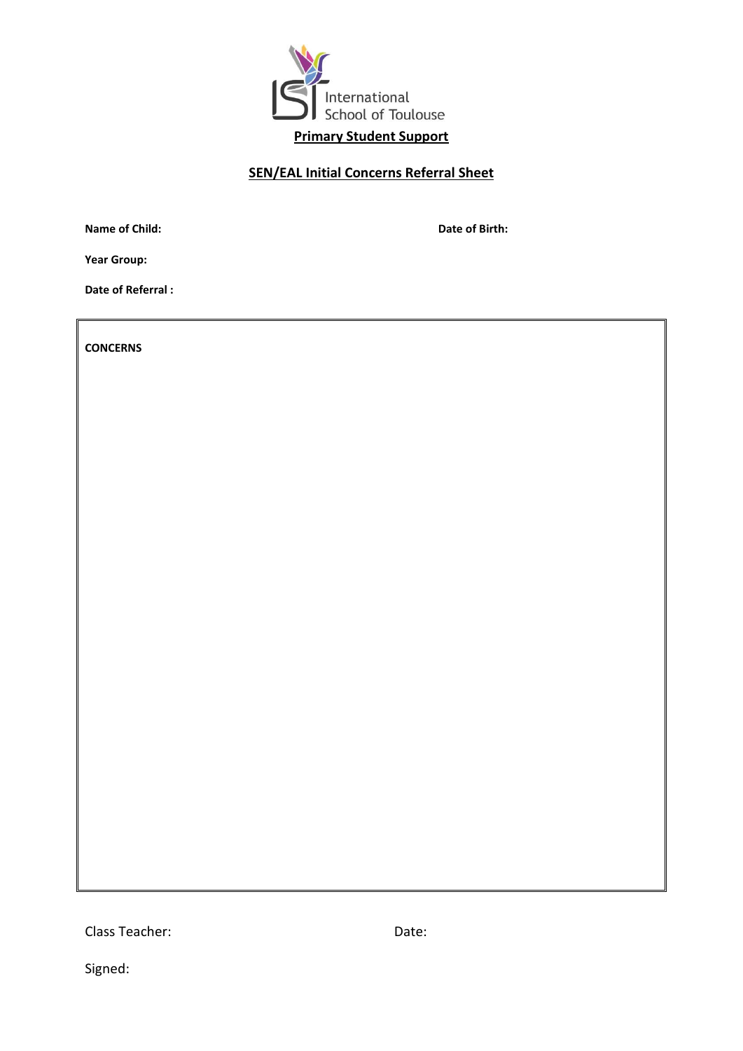International School of Toulouse

**Primary Student Support**

**SEN/EAL Initial Concerns Referral Sheet**

**Name of Child:** **Date of Birth:**

**Year Group:**

**Date of Referral :**

**CONCERNS**

Class Teacher: Date:

Signed: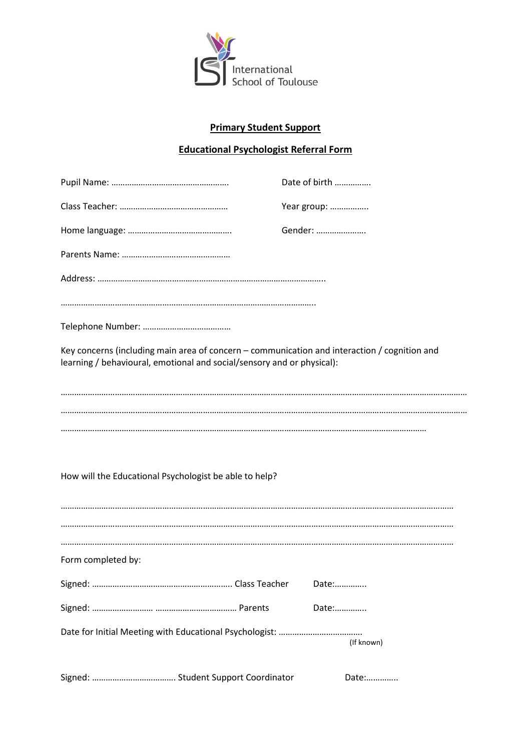International School of Toulouse

**Primary Student Support**

**Educational Psychologist Referral Form**

Pupil Name: ……………………………………………. Date of birth …………….

Class Teacher: ………………………………………… Year group: ……………..

Home language: ……………………………………….. Gender: ………………….

Parents Name: …………………………………………

Address: ………………………………………………………………………………..

…………………………………………………………………………………………..

Telephone Number: …………………………………

Key concerns (including main area of concern – communication and interaction / cognition and learning / behavioural, emotional and social/sensory and or physical):

……………………………………………………………………………………………………………………………………………………

……………………………………………………………………………………………………………………………………………………

…………………………………………………………………………………………………………………………………

How will the Educational Psychologist be able to help?

……………………………………………………………………………………………………………………………………………………

……………………………………………………………………………………………………………………………………………………

……………………………………………………………………………………………………………………………………………………

Form completed by:

Signed: ……………………………………………………. Class Teacher Date:…………..

Signed: ……………………… ……………………………… Parents Date:…………..

Date for Initial Meeting with Educational Psychologist: ………………………………. (If known)

Signed: ………………………………. Student Support Coordinator Date:…………..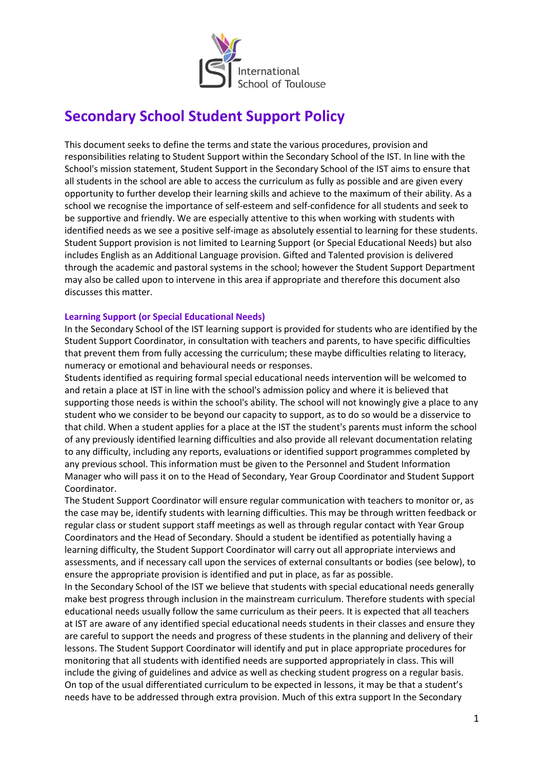# Secondary School Student Support Policy

This document seeks to define the terms and state the various procedures, provision and responsibilities relating to Student Support within the Secondary School of the IST. In line with the School's mission statement, Student Support in the Secondary School of the IST aims to ensure that all students in the school are able to access the curriculum as fully as possible and are given every opportunity to further develop their learning skills and achieve to the maximum of their ability. As a school we recognise the importance of self-esteem and self-confidence for all students and seek to be supportive and friendly. We are especially attentive to this when working with students with identified needs as we see a positive self-image as absolutely essential to learning for these students. Student Support provision is not limited to Learning Support (or Special Educational Needs) but also includes English as an Additional Language provision. Gifted and Talented provision is delivered through the academic and pastoral systems in the school; however the Student Support Department may also be called upon to intervene in this area if appropriate and therefore this document also discusses this matter.

### Learning Support (or Special Educational Needs)

In the Secondary School of the IST learning support is provided for students who are identified by the Student Support Coordinator, in consultation with teachers and parents, to have specific difficulties that prevent them from fully accessing the curriculum; these maybe difficulties relating to literacy, numeracy or emotional and behavioural needs or responses.

Students identified as requiring formal special educational needs intervention will be welcomed to and retain a place at IST in line with the school's admission policy and where it is believed that supporting those needs is within the school's ability. The school will not knowingly give a place to any student who we consider to be beyond our capacity to support, as to do so would be a disservice to that child. When a student applies for a place at the IST the student's parents must inform the school of any previously identified learning difficulties and also provide all relevant documentation relating to any difficulty, including any reports, evaluations or identified support programmes completed by any previous school. This information must be given to the Personnel and Student Information Manager who will pass it on to the Head of Secondary, Year Group Coordinator and Student Support Coordinator.

The Student Support Coordinator will ensure regular communication with teachers to monitor or, as the case may be, identify students with learning difficulties. This may be through written feedback or regular class or student support staff meetings as well as through regular contact with Year Group Coordinators and the Head of Secondary. Should a student be identified as potentially having a learning difficulty, the Student Support Coordinator will carry out all appropriate interviews and assessments, and if necessary call upon the services of external consultants or bodies (see below), to ensure the appropriate provision is identified and put in place, as far as possible.

In the Secondary School of the IST we believe that students with special educational needs generally make best progress through inclusion in the mainstream curriculum. Therefore students with special educational needs usually follow the same curriculum as their peers. It is expected that all teachers at IST are aware of any identified special educational needs students in their classes and ensure they are careful to support the needs and progress of these students in the planning and delivery of their lessons. The Student Support Coordinator will identify and put in place appropriate procedures for monitoring that all students with identified needs are supported appropriately in class. This will include the giving of guidelines and advice as well as checking student progress on a regular basis. On top of the usual differentiated curriculum to be expected in lessons, it may be that a student's needs have to be addressed through extra provision. Much of this extra support In the Secondary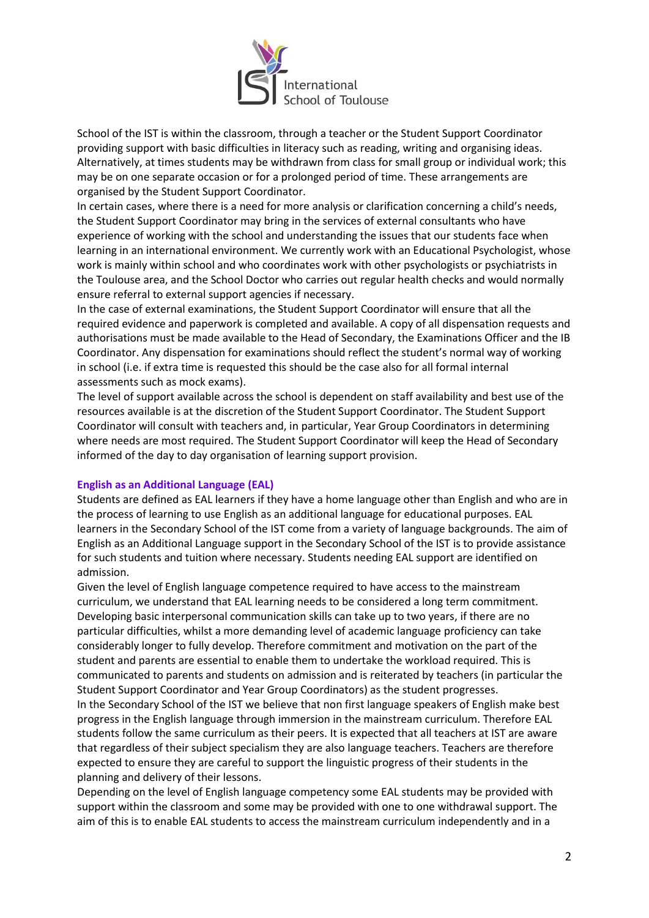School of the IST is within the classroom, through a teacher or the Student Support Coordinator providing support with basic difficulties in literacy such as reading, writing and organising ideas. Alternatively, at times students may be withdrawn from class for small group or individual work; this may be on one separate occasion or for a prolonged period of time. These arrangements are organised by the Student Support Coordinator.

In certain cases, where there is a need for more analysis or clarification concerning a child's needs, the Student Support Coordinator may bring in the services of external consultants who have experience of working with the school and understanding the issues that our students face when learning in an international environment. We currently work with an Educational Psychologist, whose work is mainly within school and who coordinates work with other psychologists or psychiatrists in the Toulouse area, and the School Doctor who carries out regular health checks and would normally ensure referral to external support agencies if necessary.

In the case of external examinations, the Student Support Coordinator will ensure that all the required evidence and paperwork is completed and available. A copy of all dispensation requests and authorisations must be made available to the Head of Secondary, the Examinations Officer and the IB Coordinator. Any dispensation for examinations should reflect the student's normal way of working in school (i.e. if extra time is requested this should be the case also for all formal internal assessments such as mock exams).

The level of support available across the school is dependent on staff availability and best use of the resources available is at the discretion of the Student Support Coordinator. The Student Support Coordinator will consult with teachers and, in particular, Year Group Coordinators in determining where needs are most required. The Student Support Coordinator will keep the Head of Secondary informed of the day to day organisation of learning support provision.

### English as an Additional Language (EAL)

Students are defined as EAL learners if they have a home language other than English and who are in the process of learning to use English as an additional language for educational purposes. EAL learners in the Secondary School of the IST come from a variety of language backgrounds. The aim of English as an Additional Language support in the Secondary School of the IST is to provide assistance for such students and tuition where necessary. Students needing EAL support are identified on admission.

Given the level of English language competence required to have access to the mainstream curriculum, we understand that EAL learning needs to be considered a long term commitment. Developing basic interpersonal communication skills can take up to two years, if there are no particular difficulties, whilst a more demanding level of academic language proficiency can take considerably longer to fully develop. Therefore commitment and motivation on the part of the student and parents are essential to enable them to undertake the workload required. This is communicated to parents and students on admission and is reiterated by teachers (in particular the Student Support Coordinator and Year Group Coordinators) as the student progresses.

In the Secondary School of the IST we believe that non first language speakers of English make best progress in the English language through immersion in the mainstream curriculum. Therefore EAL students follow the same curriculum as their peers. It is expected that all teachers at IST are aware that regardless of their subject specialism they are also language teachers. Teachers are therefore expected to ensure they are careful to support the linguistic progress of their students in the planning and delivery of their lessons.

Depending on the level of English language competency some EAL students may be provided with support within the classroom and some may be provided with one to one withdrawal support. The aim of this is to enable EAL students to access the mainstream curriculum independently and in a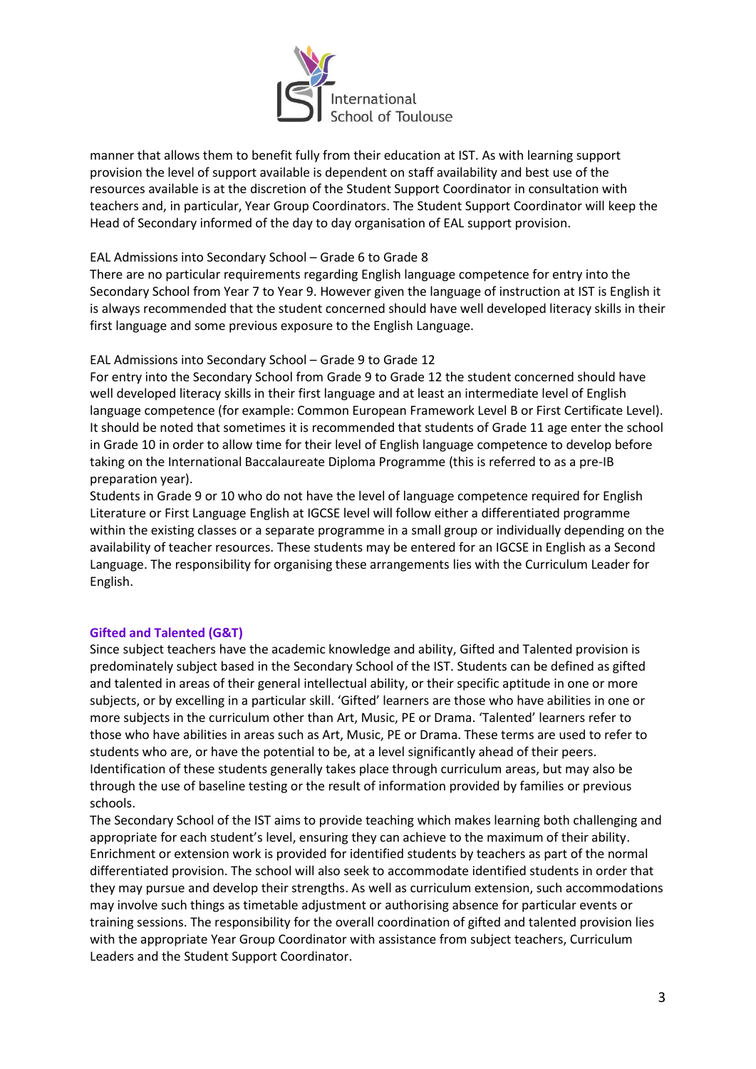manner that allows them to benefit fully from their education at IST. As with learning support provision the level of support available is dependent on staff availability and best use of the resources available is at the discretion of the Student Support Coordinator in consultation with teachers and, in particular, Year Group Coordinators. The Student Support Coordinator will keep the Head of Secondary informed of the day to day organisation of EAL support provision.

EAL Admissions into Secondary School – Grade 6 to Grade 8

There are no particular requirements regarding English language competence for entry into the Secondary School from Year 7 to Year 9. However given the language of instruction at IST is English it is always recommended that the student concerned should have well developed literacy skills in their first language and some previous exposure to the English Language.

EAL Admissions into Secondary School – Grade 9 to Grade 12

For entry into the Secondary School from Grade 9 to Grade 12 the student concerned should have well developed literacy skills in their first language and at least an intermediate level of English language competence (for example: Common European Framework Level B or First Certificate Level). It should be noted that sometimes it is recommended that students of Grade 11 age enter the school in Grade 10 in order to allow time for their level of English language competence to develop before taking on the International Baccalaureate Diploma Programme (this is referred to as a pre-IB preparation year).

Students in Grade 9 or 10 who do not have the level of language competence required for English Literature or First Language English at IGCSE level will follow either a differentiated programme within the existing classes or a separate programme in a small group or individually depending on the availability of teacher resources. These students may be entered for an IGCSE in English as a Second Language. The responsibility for organising these arrangements lies with the Curriculum Leader for English.

### Gifted and Talented (G&T)

Since subject teachers have the academic knowledge and ability, Gifted and Talented provision is predominately subject based in the Secondary School of the IST. Students can be defined as gifted and talented in areas of their general intellectual ability, or their specific aptitude in one or more subjects, or by excelling in a particular skill. 'Gifted' learners are those who have abilities in one or more subjects in the curriculum other than Art, Music, PE or Drama. 'Talented' learners refer to those who have abilities in areas such as Art, Music, PE or Drama. These terms are used to refer to students who are, or have the potential to be, at a level significantly ahead of their peers. Identification of these students generally takes place through curriculum areas, but may also be through the use of baseline testing or the result of information provided by families or previous schools.

The Secondary School of the IST aims to provide teaching which makes learning both challenging and appropriate for each student's level, ensuring they can achieve to the maximum of their ability. Enrichment or extension work is provided for identified students by teachers as part of the normal differentiated provision. The school will also seek to accommodate identified students in order that they may pursue and develop their strengths. As well as curriculum extension, such accommodations may involve such things as timetable adjustment or authorising absence for particular events or training sessions. The responsibility for the overall coordination of gifted and talented provision lies with the appropriate Year Group Coordinator with assistance from subject teachers, Curriculum Leaders and the Student Support Coordinator.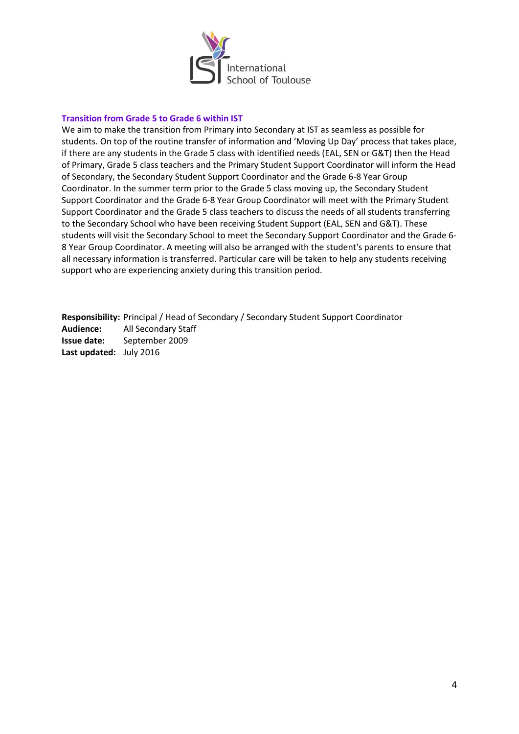International School of Toulouse

### Transition from Grade 5 to Grade 6 within IST

We aim to make the transition from Primary into Secondary at IST as seamless as possible for students. On top of the routine transfer of information and 'Moving Up Day' process that takes place, if there are any students in the Grade 5 class with identified needs (EAL, SEN or G&T) then the Head of Primary, Grade 5 class teachers and the Primary Student Support Coordinator will inform the Head of Secondary, the Secondary Student Support Coordinator and the Grade 6-8 Year Group Coordinator. In the summer term prior to the Grade 5 class moving up, the Secondary Student Support Coordinator and the Grade 6-8 Year Group Coordinator will meet with the Primary Student Support Coordinator and the Grade 5 class teachers to discuss the needs of all students transferring to the Secondary School who have been receiving Student Support (EAL, SEN and G&T). These students will visit the Secondary School to meet the Secondary Support Coordinator and the Grade 6-8 Year Group Coordinator. A meeting will also be arranged with the student's parents to ensure that all necessary information is transferred. Particular care will be taken to help any students receiving support who are experiencing anxiety during this transition period.

**Responsibility:** Principal / Head of Secondary / Secondary Student Support Coordinator
**Audience:** All Secondary Staff
**Issue date:** September 2009
**Last updated:** July 2016